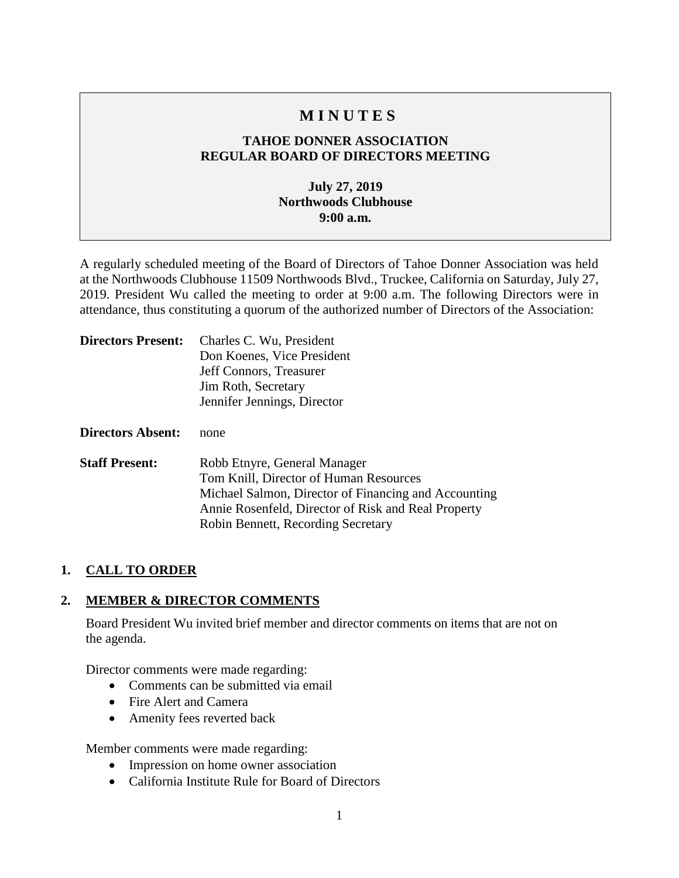# MINUTES

## TAHOE DONNER ASSOCIATION
## REGULAR BOARD OF DIRECTORS MEETING

**July 27, 2019**
**Northwoods Clubhouse**
**9:00 a.m.**

A regularly scheduled meeting of the Board of Directors of Tahoe Donner Association was held at the Northwoods Clubhouse 11509 Northwoods Blvd., Truckee, California on Saturday, July 27, 2019. President Wu called the meeting to order at 9:00 a.m. The following Directors were in attendance, thus constituting a quorum of the authorized number of Directors of the Association:

**Directors Present:** Charles C. Wu, President
Don Koenes, Vice President
Jeff Connors, Treasurer
Jim Roth, Secretary
Jennifer Jennings, Director

**Directors Absent:** none

**Staff Present:** Robb Etnyre, General Manager
Tom Knill, Director of Human Resources
Michael Salmon, Director of Financing and Accounting
Annie Rosenfeld, Director of Risk and Real Property
Robin Bennett, Recording Secretary

### 1. CALL TO ORDER

### 2. MEMBER & DIRECTOR COMMENTS

Board President Wu invited brief member and director comments on items that are not on the agenda.

Director comments were made regarding:

- Comments can be submitted via email
- Fire Alert and Camera
- Amenity fees reverted back

Member comments were made regarding:

- Impression on home owner association
- California Institute Rule for Board of Directors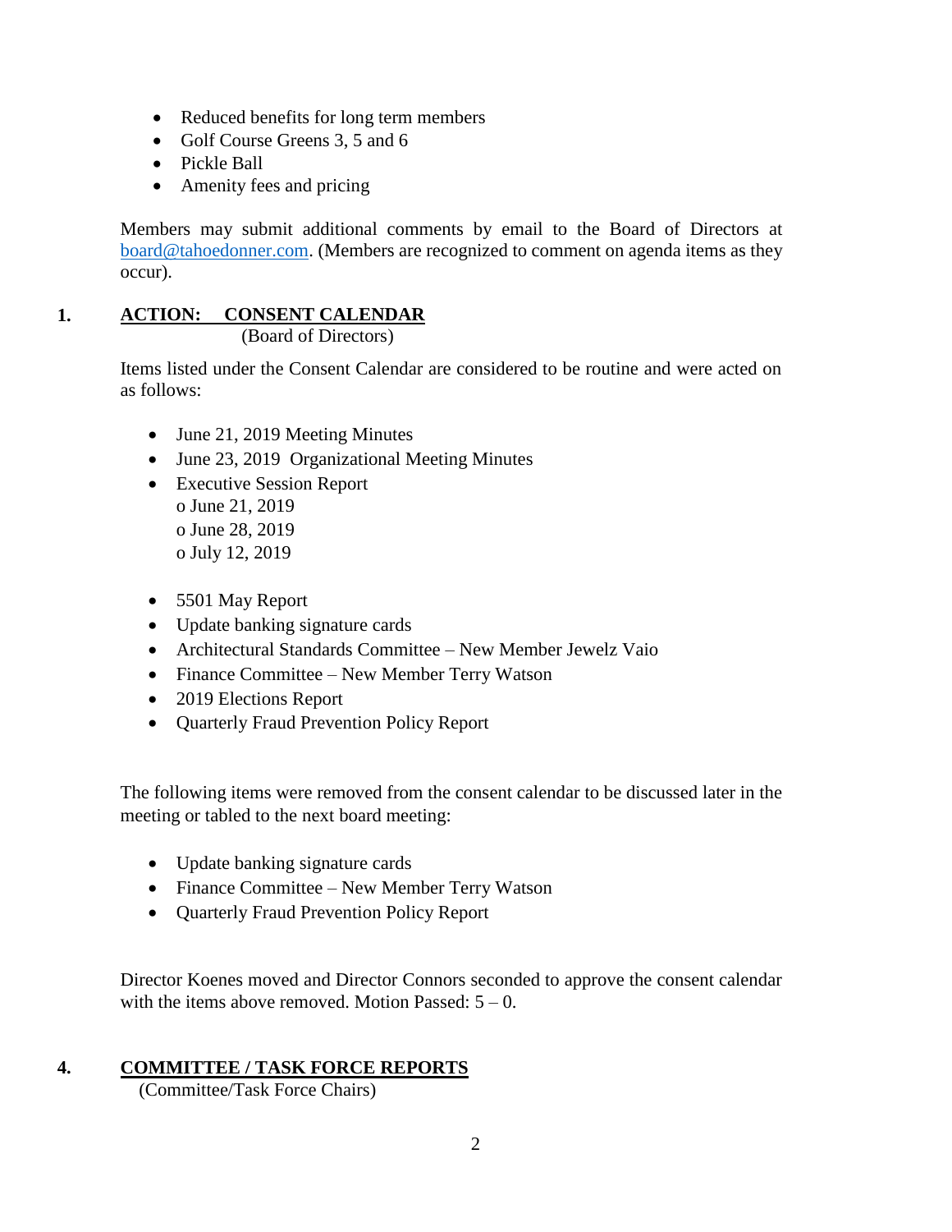- Reduced benefits for long term members
- Golf Course Greens 3, 5 and 6
- Pickle Ball
- Amenity fees and pricing

Members may submit additional comments by email to the Board of Directors at board@tahoedonner.com. (Members are recognized to comment on agenda items as they occur).

## 1. ACTION: CONSENT CALENDAR

(Board of Directors)

Items listed under the Consent Calendar are considered to be routine and were acted on as follows:

- June 21, 2019 Meeting Minutes
- June 23, 2019 Organizational Meeting Minutes
- Executive Session Report
  - June 21, 2019
  - June 28, 2019
  - July 12, 2019
- 5501 May Report
- Update banking signature cards
- Architectural Standards Committee – New Member Jewelz Vaio
- Finance Committee – New Member Terry Watson
- 2019 Elections Report
- Quarterly Fraud Prevention Policy Report

The following items were removed from the consent calendar to be discussed later in the meeting or tabled to the next board meeting:

- Update banking signature cards
- Finance Committee – New Member Terry Watson
- Quarterly Fraud Prevention Policy Report

Director Koenes moved and Director Connors seconded to approve the consent calendar with the items above removed. Motion Passed: 5 – 0.

## 4. COMMITTEE / TASK FORCE REPORTS

(Committee/Task Force Chairs)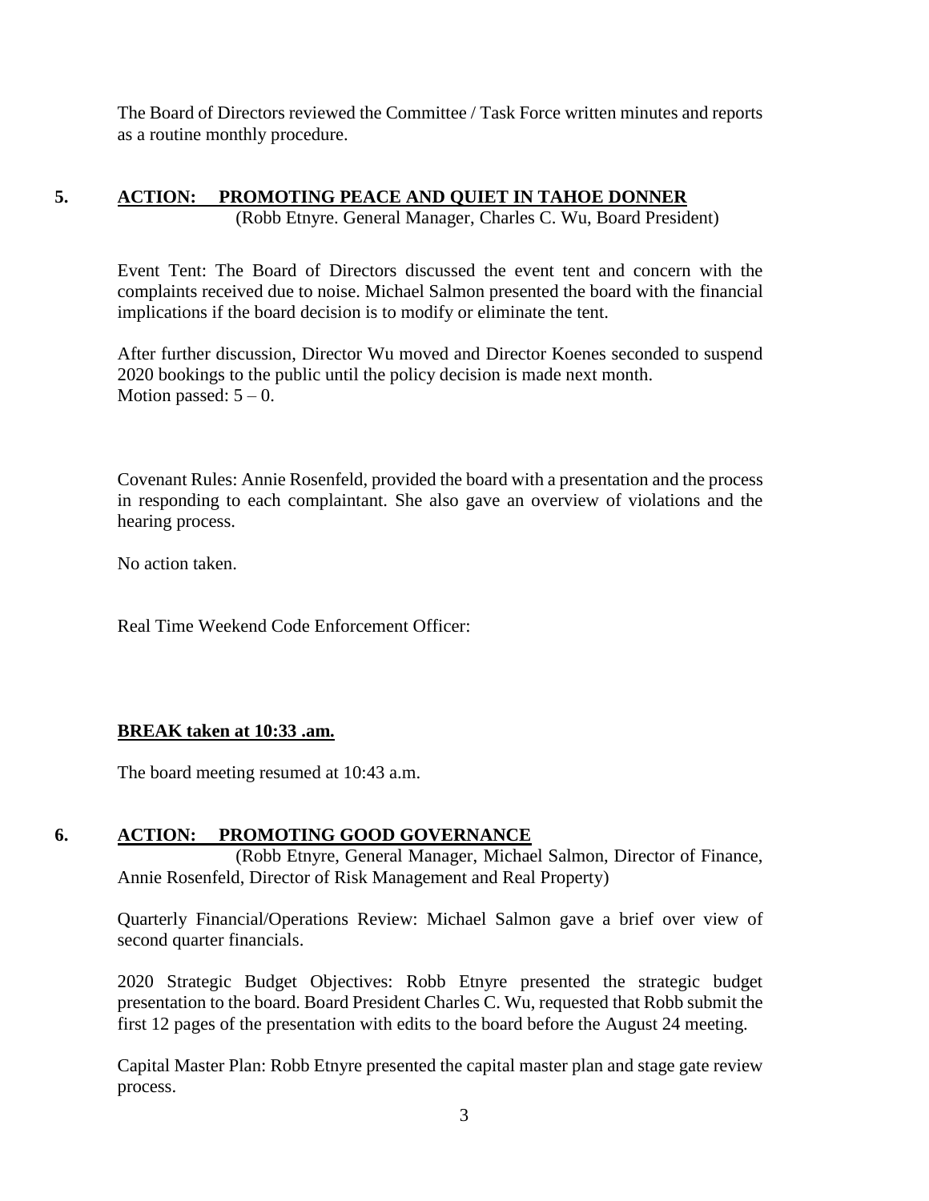The Board of Directors reviewed the Committee / Task Force written minutes and reports as a routine monthly procedure.

## 5. ACTION: PROMOTING PEACE AND QUIET IN TAHOE DONNER

(Robb Etnyre. General Manager, Charles C. Wu, Board President)

Event Tent: The Board of Directors discussed the event tent and concern with the complaints received due to noise. Michael Salmon presented the board with the financial implications if the board decision is to modify or eliminate the tent.

After further discussion, Director Wu moved and Director Koenes seconded to suspend 2020 bookings to the public until the policy decision is made next month.
Motion passed: 5 – 0.

Covenant Rules: Annie Rosenfeld, provided the board with a presentation and the process in responding to each complaintant. She also gave an overview of violations and the hearing process.

No action taken.

Real Time Weekend Code Enforcement Officer:

**BREAK taken at 10:33 .am.**

The board meeting resumed at 10:43 a.m.

## 6. ACTION: PROMOTING GOOD GOVERNANCE

(Robb Etnyre, General Manager, Michael Salmon, Director of Finance, Annie Rosenfeld, Director of Risk Management and Real Property)

Quarterly Financial/Operations Review: Michael Salmon gave a brief over view of second quarter financials.

2020 Strategic Budget Objectives: Robb Etnyre presented the strategic budget presentation to the board. Board President Charles C. Wu, requested that Robb submit the first 12 pages of the presentation with edits to the board before the August 24 meeting.

Capital Master Plan: Robb Etnyre presented the capital master plan and stage gate review process.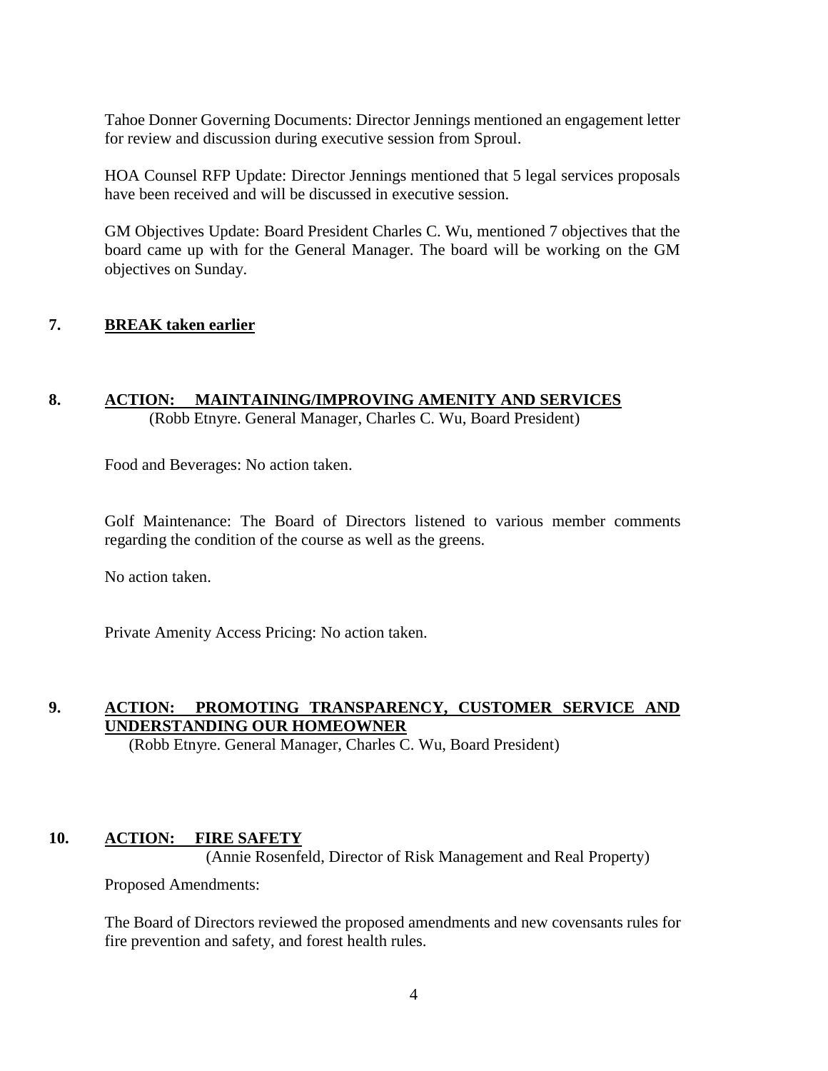Tahoe Donner Governing Documents: Director Jennings mentioned an engagement letter for review and discussion during executive session from Sproul.

HOA Counsel RFP Update: Director Jennings mentioned that 5 legal services proposals have been received and will be discussed in executive session.

GM Objectives Update: Board President Charles C. Wu, mentioned 7 objectives that the board came up with for the General Manager. The board will be working on the GM objectives on Sunday.

**7. BREAK taken earlier**

**8. ACTION: MAINTAINING/IMPROVING AMENITY AND SERVICES**
(Robb Etnyre. General Manager, Charles C. Wu, Board President)

Food and Beverages: No action taken.

Golf Maintenance: The Board of Directors listened to various member comments regarding the condition of the course as well as the greens.

No action taken.

Private Amenity Access Pricing: No action taken.

**9. ACTION: PROMOTING TRANSPARENCY, CUSTOMER SERVICE AND UNDERSTANDING OUR HOMEOWNER**
(Robb Etnyre. General Manager, Charles C. Wu, Board President)

**10. ACTION: FIRE SAFETY**
(Annie Rosenfeld, Director of Risk Management and Real Property)

Proposed Amendments:

The Board of Directors reviewed the proposed amendments and new covensants rules for fire prevention and safety, and forest health rules.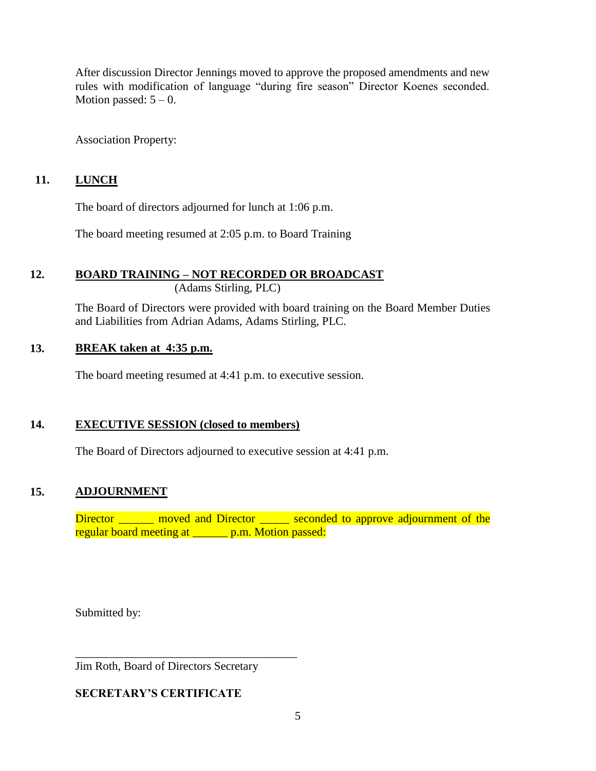After discussion Director Jennings moved to approve the proposed amendments and new rules with modification of language “during fire season” Director Koenes seconded. Motion passed: 5 – 0.

Association Property:

## 11. LUNCH

The board of directors adjourned for lunch at 1:06 p.m.

The board meeting resumed at 2:05 p.m. to Board Training

## 12. BOARD TRAINING – NOT RECORDED OR BROADCAST

(Adams Stirling, PLC)

The Board of Directors were provided with board training on the Board Member Duties and Liabilities from Adrian Adams, Adams Stirling, PLC.

## 13. BREAK taken at 4:35 p.m.

The board meeting resumed at 4:41 p.m. to executive session.

## 14. EXECUTIVE SESSION (closed to members)

The Board of Directors adjourned to executive session at 4:41 p.m.

## 15. ADJOURNMENT

Director ______ moved and Director _____ seconded to approve adjournment of the regular board meeting at ______ p.m. Motion passed:

Submitted by:

_______________________________________

Jim Roth, Board of Directors Secretary

**SECRETARY’S CERTIFICATE**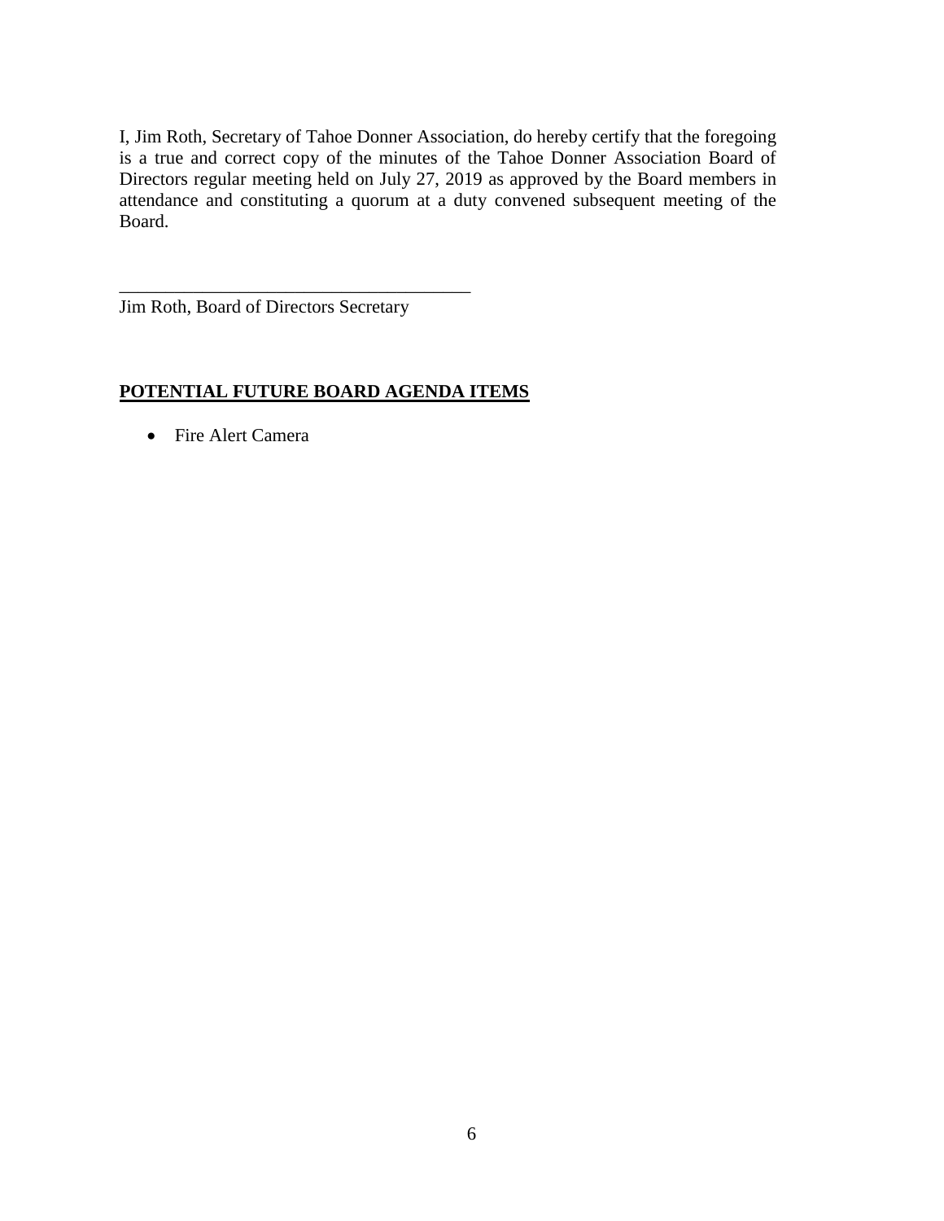I, Jim Roth, Secretary of Tahoe Donner Association, do hereby certify that the foregoing is a true and correct copy of the minutes of the Tahoe Donner Association Board of Directors regular meeting held on July 27, 2019 as approved by the Board members in attendance and constituting a quorum at a duty convened subsequent meeting of the Board.

\_\_\_\_\_\_\_\_\_\_\_\_\_\_\_\_\_\_\_\_\_\_\_\_\_\_\_\_\_\_\_\_\_\_\_\_\_\_\_

Jim Roth, Board of Directors Secretary

**POTENTIAL FUTURE BOARD AGENDA ITEMS**

- Fire Alert Camera